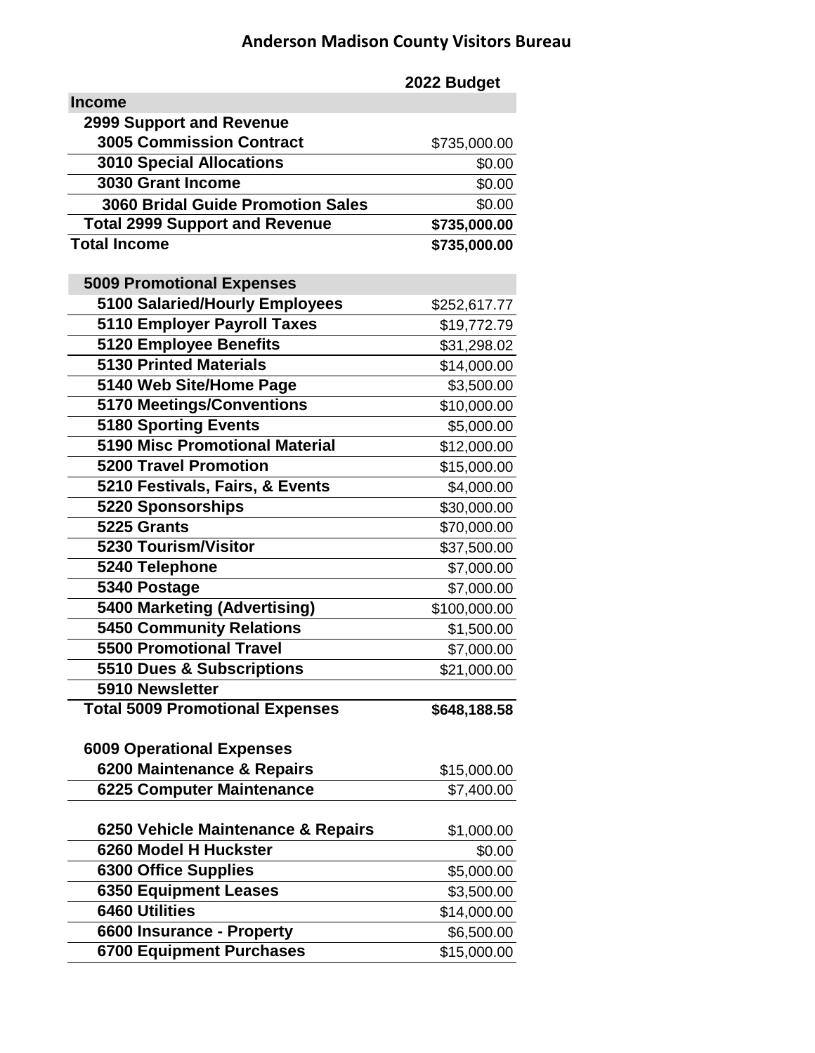# Anderson Madison County Visitors Bureau

| | 2022 Budget |
|---|---|
| **Income** | |
| **2999 Support and Revenue** | |
| **3005 Commission Contract** | $735,000.00 |
| **3010 Special Allocations** | $0.00 |
| **3030 Grant Income** | $0.00 |
| **3060 Bridal Guide Promotion Sales** | $0.00 |
| **Total 2999 Support and Revenue** | **$735,000.00** |
| **Total Income** | **$735,000.00** |
| | |
| **5009 Promotional Expenses** | |
| **5100 Salaried/Hourly Employees** | $252,617.77 |
| **5110 Employer Payroll Taxes** | $19,772.79 |
| **5120 Employee Benefits** | $31,298.02 |
| **5130 Printed Materials** | $14,000.00 |
| **5140 Web Site/Home Page** | $3,500.00 |
| **5170 Meetings/Conventions** | $10,000.00 |
| **5180 Sporting Events** | $5,000.00 |
| **5190 Misc Promotional Material** | $12,000.00 |
| **5200 Travel Promotion** | $15,000.00 |
| **5210 Festivals, Fairs, & Events** | $4,000.00 |
| **5220 Sponsorships** | $30,000.00 |
| **5225 Grants** | $70,000.00 |
| **5230 Tourism/Visitor** | $37,500.00 |
| **5240 Telephone** | $7,000.00 |
| **5340 Postage** | $7,000.00 |
| **5400 Marketing (Advertising)** | $100,000.00 |
| **5450 Community Relations** | $1,500.00 |
| **5500 Promotional Travel** | $7,000.00 |
| **5510 Dues & Subscriptions** | $21,000.00 |
| **5910 Newsletter** | |
| **Total 5009 Promotional Expenses** | **$648,188.58** |
| | |
| **6009 Operational Expenses** | |
| **6200 Maintenance & Repairs** | $15,000.00 |
| **6225 Computer Maintenance** | $7,400.00 |
| | |
| **6250 Vehicle Maintenance & Repairs** | $1,000.00 |
| **6260 Model H Huckster** | $0.00 |
| **6300 Office Supplies** | $5,000.00 |
| **6350 Equipment Leases** | $3,500.00 |
| **6460 Utilities** | $14,000.00 |
| **6600 Insurance - Property** | $6,500.00 |
| **6700 Equipment Purchases** | $15,000.00 |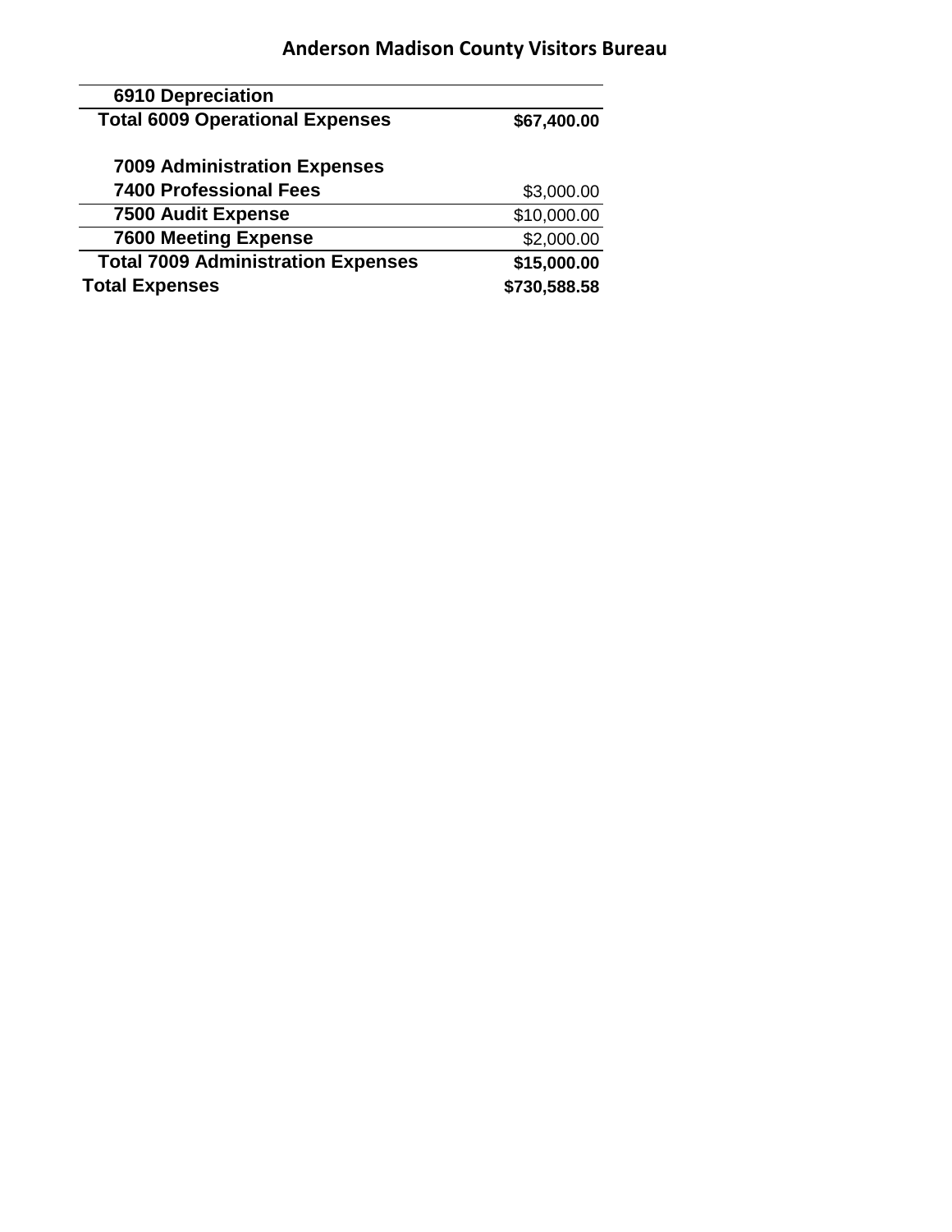## Anderson Madison County Visitors Bureau

| | |
|---|---|
| **6910 Depreciation** | |
| **Total 6009 Operational Expenses** | **$67,400.00** |
| | |
| **7009 Administration Expenses** | |
| **7400 Professional Fees** | $3,000.00 |
| **7500 Audit Expense** | $10,000.00 |
| **7600 Meeting Expense** | $2,000.00 |
| **Total 7009 Administration Expenses** | **$15,000.00** |
| **Total Expenses** | **$730,588.58** |